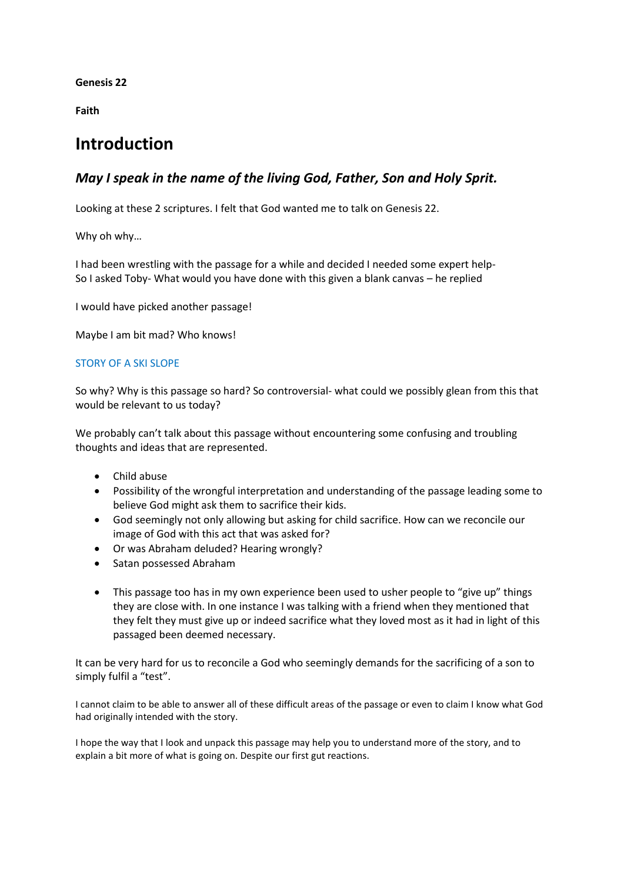**Genesis 22**

**Faith**

# Introduction

## *May I speak in the name of the living God, Father, Son and Holy Sprit.*

Looking at these 2 scriptures. I felt that God wanted me to talk on Genesis 22.

Why oh why…

I had been wrestling with the passage for a while and decided I needed some expert help-
So I asked Toby- What would you have done with this given a blank canvas – he replied

I would have picked another passage!

Maybe I am bit mad? Who knows!

STORY OF A SKI SLOPE

So why? Why is this passage so hard? So controversial- what could we possibly glean from this that would be relevant to us today?

We probably can't talk about this passage without encountering some confusing and troubling thoughts and ideas that are represented.

- Child abuse
- Possibility of the wrongful interpretation and understanding of the passage leading some to believe God might ask them to sacrifice their kids.
- God seemingly not only allowing but asking for child sacrifice. How can we reconcile our image of God with this act that was asked for?
- Or was Abraham deluded? Hearing wrongly?
- Satan possessed Abraham

- This passage too has in my own experience been used to usher people to "give up" things they are close with. In one instance I was talking with a friend when they mentioned that they felt they must give up or indeed sacrifice what they loved most as it had in light of this passaged been deemed necessary.

It can be very hard for us to reconcile a God who seemingly demands for the sacrificing of a son to simply fulfil a "test".

I cannot claim to be able to answer all of these difficult areas of the passage or even to claim I know what God had originally intended with the story.

I hope the way that I look and unpack this passage may help you to understand more of the story, and to explain a bit more of what is going on. Despite our first gut reactions.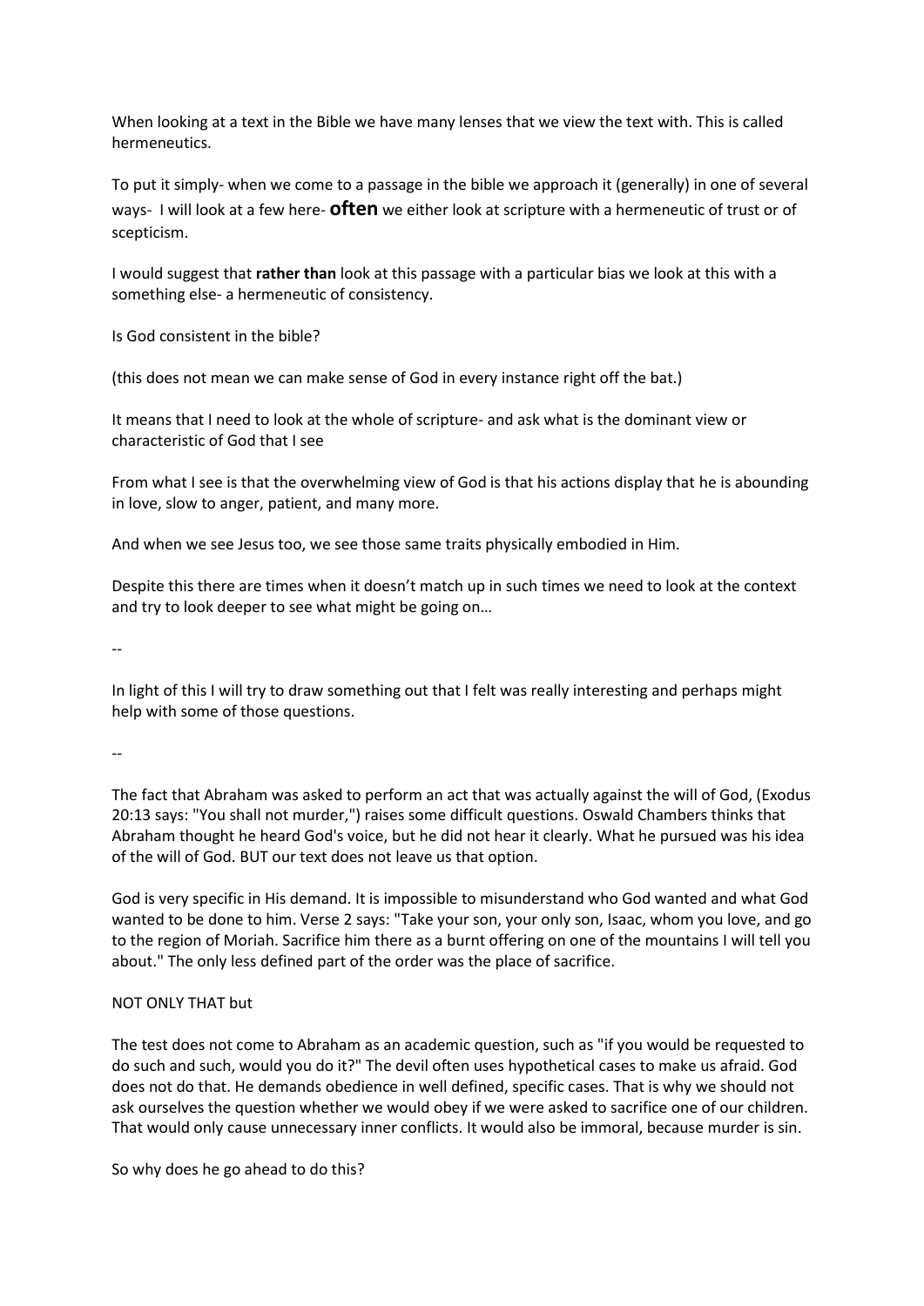When looking at a text in the Bible we have many lenses that we view the text with. This is called hermeneutics.

To put it simply- when we come to a passage in the bible we approach it (generally) in one of several ways- I will look at a few here- **often** we either look at scripture with a hermeneutic of trust or of scepticism.

I would suggest that **rather than** look at this passage with a particular bias we look at this with a something else- a hermeneutic of consistency.

Is God consistent in the bible?

(this does not mean we can make sense of God in every instance right off the bat.)

It means that I need to look at the whole of scripture- and ask what is the dominant view or characteristic of God that I see

From what I see is that the overwhelming view of God is that his actions display that he is abounding in love, slow to anger, patient, and many more.

And when we see Jesus too, we see those same traits physically embodied in Him.

Despite this there are times when it doesn't match up in such times we need to look at the context and try to look deeper to see what might be going on…

--

In light of this I will try to draw something out that I felt was really interesting and perhaps might help with some of those questions.

--

The fact that Abraham was asked to perform an act that was actually against the will of God, (Exodus 20:13 says: "You shall not murder,") raises some difficult questions. Oswald Chambers thinks that Abraham thought he heard God's voice, but he did not hear it clearly. What he pursued was his idea of the will of God. BUT our text does not leave us that option.

God is very specific in His demand. It is impossible to misunderstand who God wanted and what God wanted to be done to him. Verse 2 says: "Take your son, your only son, Isaac, whom you love, and go to the region of Moriah. Sacrifice him there as a burnt offering on one of the mountains I will tell you about." The only less defined part of the order was the place of sacrifice.

NOT ONLY THAT but

The test does not come to Abraham as an academic question, such as "if you would be requested to do such and such, would you do it?" The devil often uses hypothetical cases to make us afraid. God does not do that. He demands obedience in well defined, specific cases. That is why we should not ask ourselves the question whether we would obey if we were asked to sacrifice one of our children. That would only cause unnecessary inner conflicts. It would also be immoral, because murder is sin.

So why does he go ahead to do this?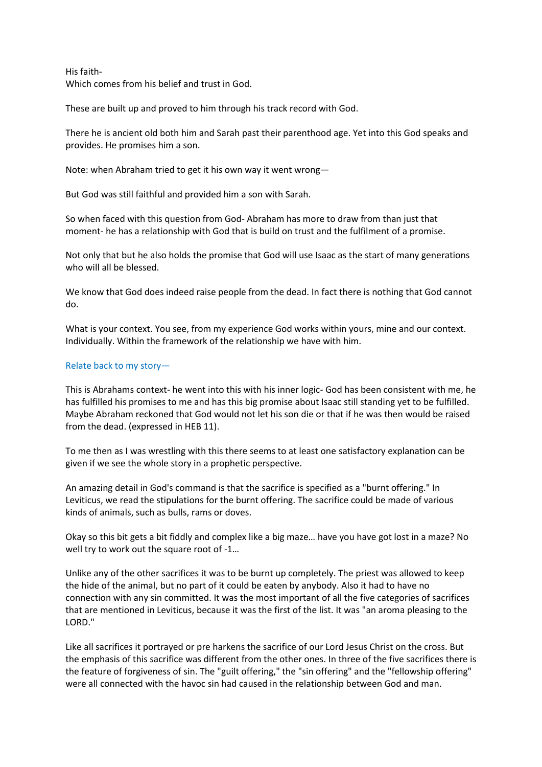His faith-
Which comes from his belief and trust in God.

These are built up and proved to him through his track record with God.

There he is ancient old both him and Sarah past their parenthood age. Yet into this God speaks and provides. He promises him a son.

Note: when Abraham tried to get it his own way it went wrong—

But God was still faithful and provided him a son with Sarah.

So when faced with this question from God- Abraham has more to draw from than just that moment- he has a relationship with God that is build on trust and the fulfilment of a promise.

Not only that but he also holds the promise that God will use Isaac as the start of many generations who will all be blessed.

We know that God does indeed raise people from the dead. In fact there is nothing that God cannot do.

What is your context. You see, from my experience God works within yours, mine and our context. Individually. Within the framework of the relationship we have with him.

Relate back to my story—

This is Abrahams context- he went into this with his inner logic- God has been consistent with me, he has fulfilled his promises to me and has this big promise about Isaac still standing yet to be fulfilled. Maybe Abraham reckoned that God would not let his son die or that if he was then would be raised from the dead. (expressed in HEB 11).

To me then as I was wrestling with this there seems to at least one satisfactory explanation can be given if we see the whole story in a prophetic perspective.

An amazing detail in God's command is that the sacrifice is specified as a "burnt offering." In Leviticus, we read the stipulations for the burnt offering. The sacrifice could be made of various kinds of animals, such as bulls, rams or doves.

Okay so this bit gets a bit fiddly and complex like a big maze… have you have got lost in a maze? No well try to work out the square root of -1…

Unlike any of the other sacrifices it was to be burnt up completely. The priest was allowed to keep the hide of the animal, but no part of it could be eaten by anybody. Also it had to have no connection with any sin committed. It was the most important of all the five categories of sacrifices that are mentioned in Leviticus, because it was the first of the list. It was "an aroma pleasing to the LORD."

Like all sacrifices it portrayed or pre harkens the sacrifice of our Lord Jesus Christ on the cross. But the emphasis of this sacrifice was different from the other ones. In three of the five sacrifices there is the feature of forgiveness of sin. The "guilt offering," the "sin offering" and the "fellowship offering" were all connected with the havoc sin had caused in the relationship between God and man.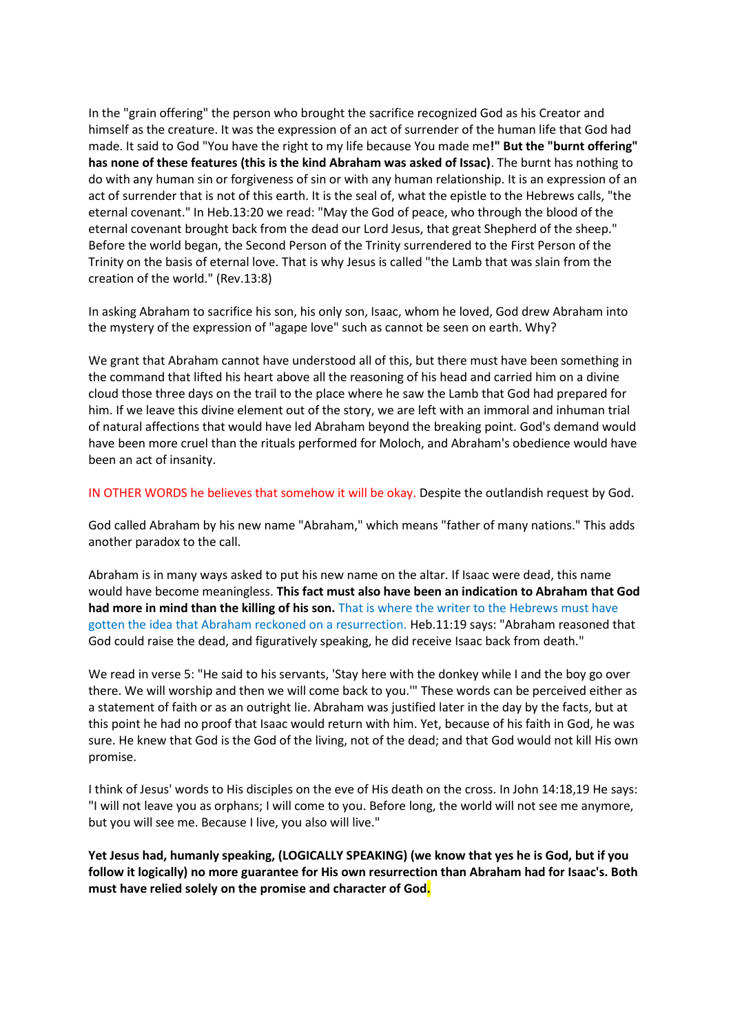In the "grain offering" the person who brought the sacrifice recognized God as his Creator and himself as the creature. It was the expression of an act of surrender of the human life that God had made. It said to God "You have the right to my life because You made me**!" But the "burnt offering" has none of these features (this is the kind Abraham was asked of Issac)**. The burnt has nothing to do with any human sin or forgiveness of sin or with any human relationship. It is an expression of an act of surrender that is not of this earth. It is the seal of, what the epistle to the Hebrews calls, "the eternal covenant." In Heb.13:20 we read: "May the God of peace, who through the blood of the eternal covenant brought back from the dead our Lord Jesus, that great Shepherd of the sheep." Before the world began, the Second Person of the Trinity surrendered to the First Person of the Trinity on the basis of eternal love. That is why Jesus is called "the Lamb that was slain from the creation of the world." (Rev.13:8)

In asking Abraham to sacrifice his son, his only son, Isaac, whom he loved, God drew Abraham into the mystery of the expression of "agape love" such as cannot be seen on earth. Why?

We grant that Abraham cannot have understood all of this, but there must have been something in the command that lifted his heart above all the reasoning of his head and carried him on a divine cloud those three days on the trail to the place where he saw the Lamb that God had prepared for him. If we leave this divine element out of the story, we are left with an immoral and inhuman trial of natural affections that would have led Abraham beyond the breaking point. God's demand would have been more cruel than the rituals performed for Moloch, and Abraham's obedience would have been an act of insanity.

IN OTHER WORDS he believes that somehow it will be okay. Despite the outlandish request by God.

God called Abraham by his new name "Abraham," which means "father of many nations." This adds another paradox to the call.

Abraham is in many ways asked to put his new name on the altar. If Isaac were dead, this name would have become meaningless. **This fact must also have been an indication to Abraham that God had more in mind than the killing of his son.** That is where the writer to the Hebrews must have gotten the idea that Abraham reckoned on a resurrection. Heb.11:19 says: "Abraham reasoned that God could raise the dead, and figuratively speaking, he did receive Isaac back from death."

We read in verse 5: "He said to his servants, 'Stay here with the donkey while I and the boy go over there. We will worship and then we will come back to you.'" These words can be perceived either as a statement of faith or as an outright lie. Abraham was justified later in the day by the facts, but at this point he had no proof that Isaac would return with him. Yet, because of his faith in God, he was sure. He knew that God is the God of the living, not of the dead; and that God would not kill His own promise.

I think of Jesus' words to His disciples on the eve of His death on the cross. In John 14:18,19 He says: "I will not leave you as orphans; I will come to you. Before long, the world will not see me anymore, but you will see me. Because I live, you also will live."

**Yet Jesus had, humanly speaking, (LOGICALLY SPEAKING) (we know that yes he is God, but if you follow it logically) no more guarantee for His own resurrection than Abraham had for Isaac's. Both must have relied solely on the promise and character of God.**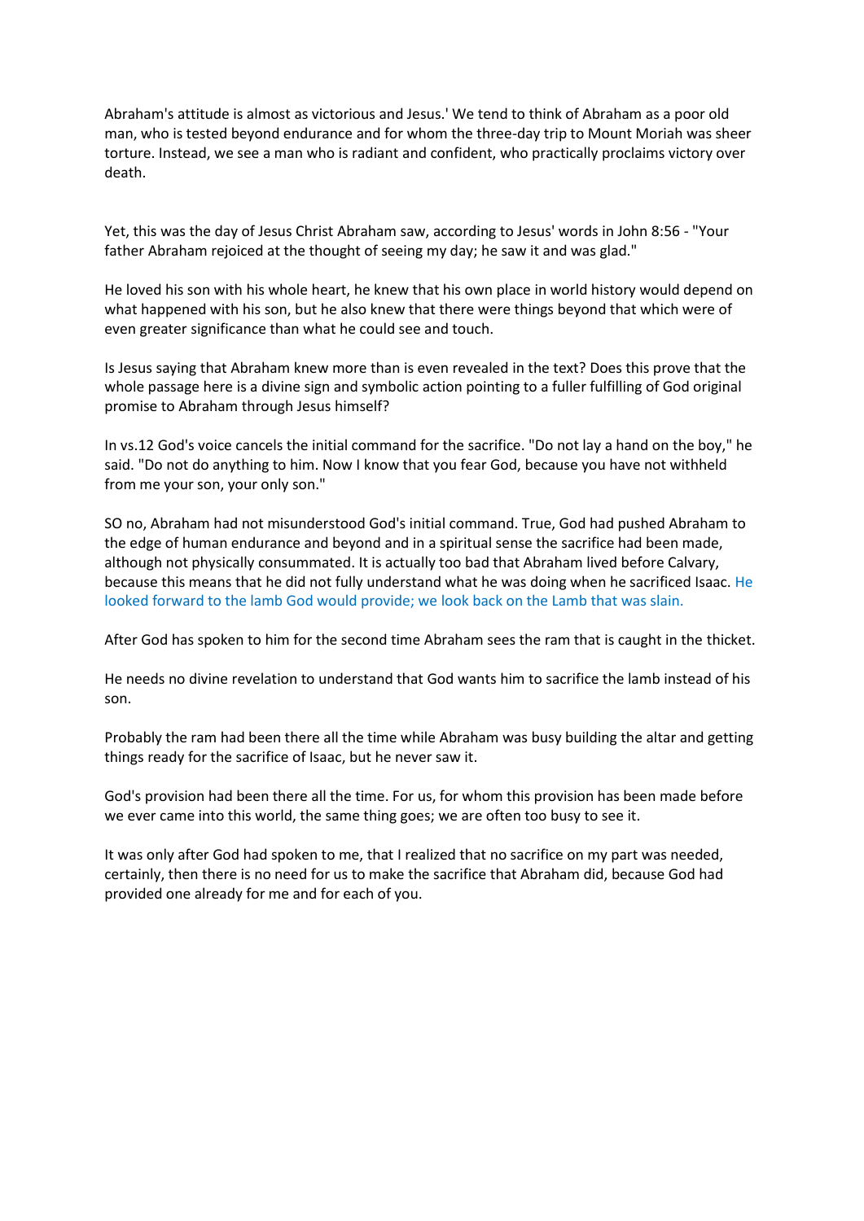Abraham's attitude is almost as victorious and Jesus.' We tend to think of Abraham as a poor old man, who is tested beyond endurance and for whom the three-day trip to Mount Moriah was sheer torture. Instead, we see a man who is radiant and confident, who practically proclaims victory over death.

Yet, this was the day of Jesus Christ Abraham saw, according to Jesus' words in John 8:56 - "Your father Abraham rejoiced at the thought of seeing my day; he saw it and was glad."

He loved his son with his whole heart, he knew that his own place in world history would depend on what happened with his son, but he also knew that there were things beyond that which were of even greater significance than what he could see and touch.

Is Jesus saying that Abraham knew more than is even revealed in the text? Does this prove that the whole passage here is a divine sign and symbolic action pointing to a fuller fulfilling of God original promise to Abraham through Jesus himself?

In vs.12 God's voice cancels the initial command for the sacrifice. "Do not lay a hand on the boy," he said. "Do not do anything to him. Now I know that you fear God, because you have not withheld from me your son, your only son."

SO no, Abraham had not misunderstood God's initial command. True, God had pushed Abraham to the edge of human endurance and beyond and in a spiritual sense the sacrifice had been made, although not physically consummated. It is actually too bad that Abraham lived before Calvary, because this means that he did not fully understand what he was doing when he sacrificed Isaac. He looked forward to the lamb God would provide; we look back on the Lamb that was slain.

After God has spoken to him for the second time Abraham sees the ram that is caught in the thicket.

He needs no divine revelation to understand that God wants him to sacrifice the lamb instead of his son.

Probably the ram had been there all the time while Abraham was busy building the altar and getting things ready for the sacrifice of Isaac, but he never saw it.

God's provision had been there all the time. For us, for whom this provision has been made before we ever came into this world, the same thing goes; we are often too busy to see it.

It was only after God had spoken to me, that I realized that no sacrifice on my part was needed, certainly, then there is no need for us to make the sacrifice that Abraham did, because God had provided one already for me and for each of you.